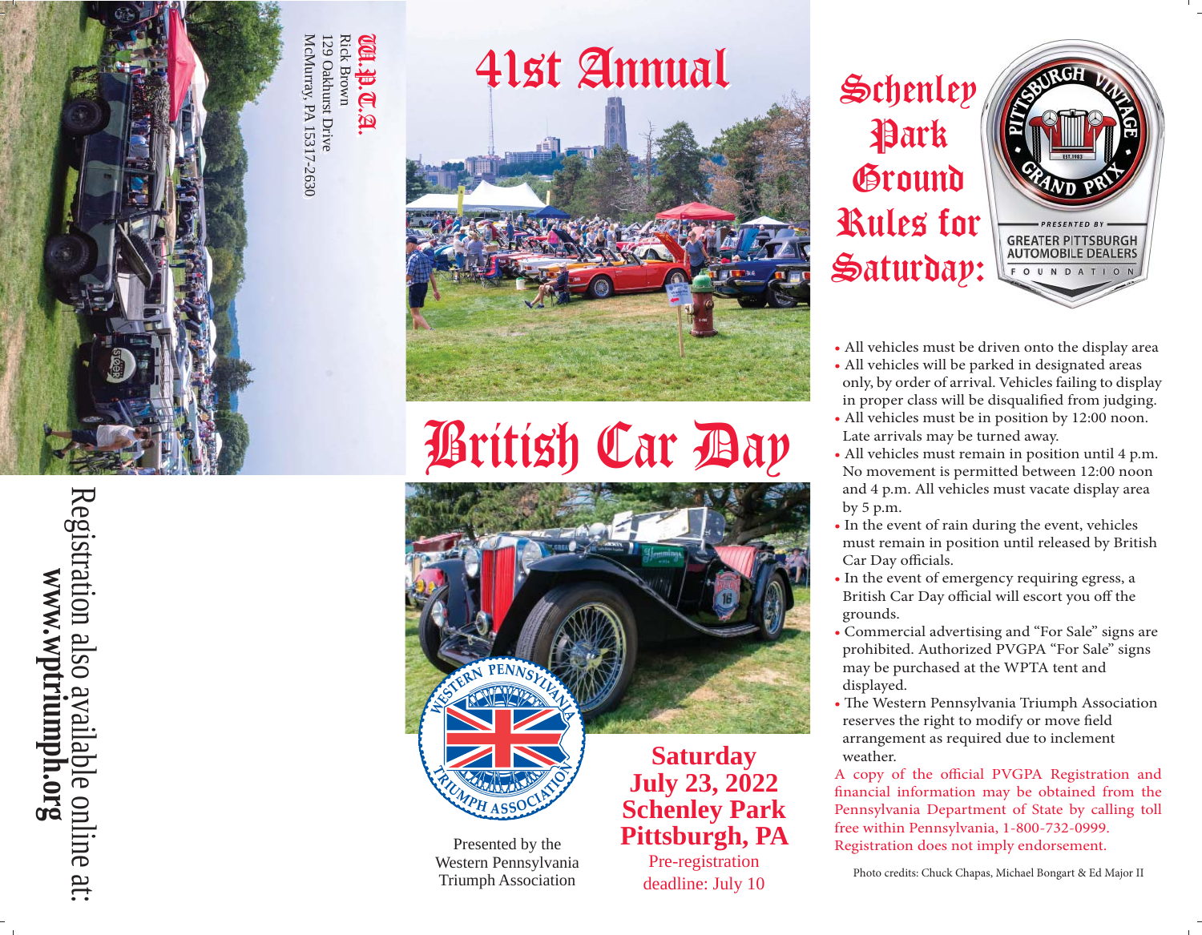W.P.T.A.
Rick Brown
129 Oakhurst Drive
McMurray, PA 15317-2630

Registration also available online at:
**www.wptriumph.org**

# 41st Annual

# British Car Day

Presented by the
Western Pennsylvania
Triumph Association

**Saturday**
**July 23, 2022**
**Schenley Park**
**Pittsburgh, PA**

Pre-registration
deadline: July 10

## Schenley Park Ground Rules for Saturday:

PITTSBURGH VINTAGE GRAND PRIX
EST. 1983
PRESENTED BY
GREATER PITTSBURGH AUTOMOBILE DEALERS
FOUNDATION

- All vehicles must be driven onto the display area
- All vehicles will be parked in designated areas only, by order of arrival. Vehicles failing to display in proper class will be disqualified from judging.
- All vehicles must be in position by 12:00 noon. Late arrivals may be turned away.
- All vehicles must remain in position until 4 p.m. No movement is permitted between 12:00 noon and 4 p.m. All vehicles must vacate display area by 5 p.m.
- In the event of rain during the event, vehicles must remain in position until released by British Car Day officials.
- In the event of emergency requiring egress, a British Car Day official will escort you off the grounds.
- Commercial advertising and "For Sale" signs are prohibited. Authorized PVGPA "For Sale" signs may be purchased at the WPTA tent and displayed.
- The Western Pennsylvania Triumph Association reserves the right to modify or move field arrangement as required due to inclement weather.

A copy of the official PVGPA Registration and financial information may be obtained from the Pennsylvania Department of State by calling toll free within Pennsylvania, 1-800-732-0999. Registration does not imply endorsement.

Photo credits: Chuck Chapas, Michael Bongart & Ed Major II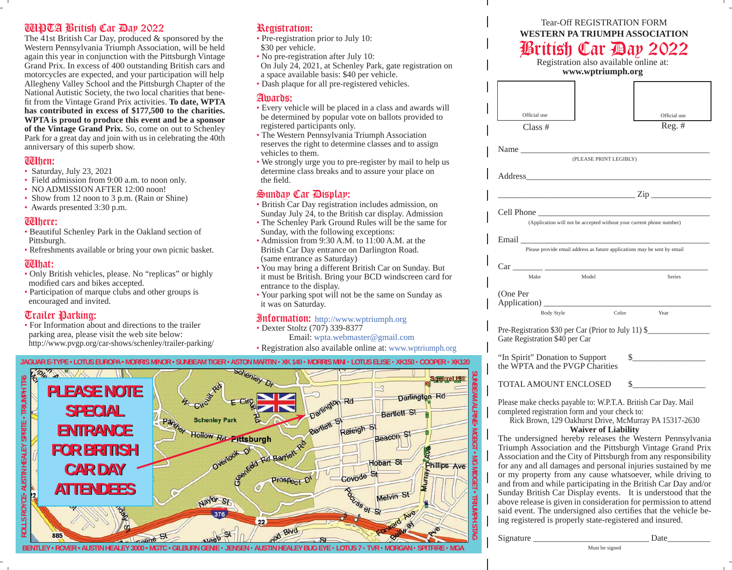## WPTA British Car Day 2022

The 41st British Car Day, produced & sponsored by the Western Pennsylvania Triumph Association, will be held again this year in conjunction with the Pittsburgh Vintage Grand Prix. In excess of 400 outstanding British cars and motorcycles are expected, and your participation will help Allegheny Valley School and the Pittsburgh Chapter of the National Autistic Society, the two local charities that benefit from the Vintage Grand Prix activities. **To date, WPTA has contributed in excess of $177,500 to the charities. WPTA is proud to produce this event and be a sponsor of the Vintage Grand Prix.** So, come on out to Schenley Park for a great day and join with us in celebrating the 40th anniversary of this superb show.

### When:

- Saturday, July 23, 2021
- Field admission from 9:00 a.m. to noon only.
- NO ADMISSION AFTER 12:00 noon!
- Show from 12 noon to 3 p.m. (Rain or Shine)
- Awards presented 3:30 p.m.

### Where:

- Beautiful Schenley Park in the Oakland section of Pittsburgh.
- Refreshments available or bring your own picnic basket.

### What:

- Only British vehicles, please. No "replicas" or highly modified cars and bikes accepted.
- Participation of marque clubs and other groups is encouraged and invited.

### Trailer Parking:

- For Information about and directions to the trailer parking area, please visit the web site below: http://www.pvgp.org/car-shows/schenley/trailer-parking/

### Registration:

- Pre-registration prior to July 10: $30 per vehicle.
- No pre-registration after July 10: On July 24, 2021, at Schenley Park, gate registration on a space available basis: $40 per vehicle.
- Dash plaque for all pre-registered vehicles.

### Awards:

- Every vehicle will be placed in a class and awards will be determined by popular vote on ballots provided to registered participants only.
- The Western Pennsylvania Triumph Association reserves the right to determine classes and to assign vehicles to them.
- We strongly urge you to pre-register by mail to help us determine class breaks and to assure your place on the field.

### Sunday Car Display:

- British Car Day registration includes admission, on Sunday July 24, to the British car display. Admission
- The Schenley Park Ground Rules will be the same for Sunday, with the following exceptions:
- Admission from 9:30 A.M. to 11:00 A.M. at the British Car Day entrance on Darlington Road. (same entrance as Saturday)
- You may bring a different British Car on Sunday. But it must be British. Bring your BCD windscreen card for entrance to the display.
- Your parking spot will not be the same on Sunday as it was on Saturday.

### Information: http://www.wptriumph.org

- Dexter Stoltz (707) 339-8377
  Email: wpta.webmaster@gmail.com
- Registration also available online at: www.wptriumph.org

JAGUAR E-TYPE • LOTUS EUROPA • MORRIS MINOR • SUNBEAM TIGER • ASTON MARTIN • XK 140 • MORRIS MINI • LOTUS ELISE • XK150 • COOPER • XK120

PLEASE NOTE SPECIAL ENTRANCE FOR BRITISH CAR DAY ATTENDEES

SUNBEAM ALPINE • MGBGT • MG MIDGET • TRIUMPH STAG

ROLLS ROYCE • AUSTIN HEALEY SPRITE • TRIUMPH TR6

BENTLEY • ROVER • AUSTIN HEALEY 3000 • MGTC • GILBURN GENIE • JENSEN • AUSTIN HEALEY BUG EYE • LOTUS 7 • TVR • MORGAN • SPITFIRE • MGA

---

Tear-Off REGISTRATION FORM

**WESTERN PA TRIUMPH ASSOCIATION**

## British Car Day 2022

Registration also available online at:
**www.wptriumph.org**

Official use — Class #

Official use — Reg. #

Name ____________________________________
(PLEASE PRINT LEGIBLY)

Address ____________________________________

____________________________ Zip ____________

Cell Phone ____________________________________
(Application will not be accepted without your current phone number)

Email ____________________________________
Please provide email address as future applications may be sent by email

Car ______ ____________________________________
Make — Model — Series

(One Per Application) ____________________________________
Body Style — Color — Year

Pre-Registration $30 per Car (Prior to July 11) $____________
Gate Registration $40 per Car

"In Spirit" Donation to Support the WPTA and the PVGP Charities $____________

TOTAL AMOUNT ENCLOSED $____________

Please make checks payable to: W.P.T.A. British Car Day. Mail completed registration form and your check to:
Rick Brown, 129 Oakhurst Drive, McMurray PA 15317-2630

**Waiver of Liability**

The undersigned hereby releases the Western Pennsylvania Triumph Association and the Pittsburgh Vintage Grand Prix Association and the City of Pittsburgh from any responsibility for any and all damages and personal injuries sustained by me or my property from any cause whatsoever, while driving to and from and while participating in the British Car Day and/or Sunday British Car Display events. It is understood that the above release is given in consideration for permission to attend said event. The undersigned also certifies that the vehicle being registered is properly state-registered and insured.

Signature ________________________ Date __________
Must be signed